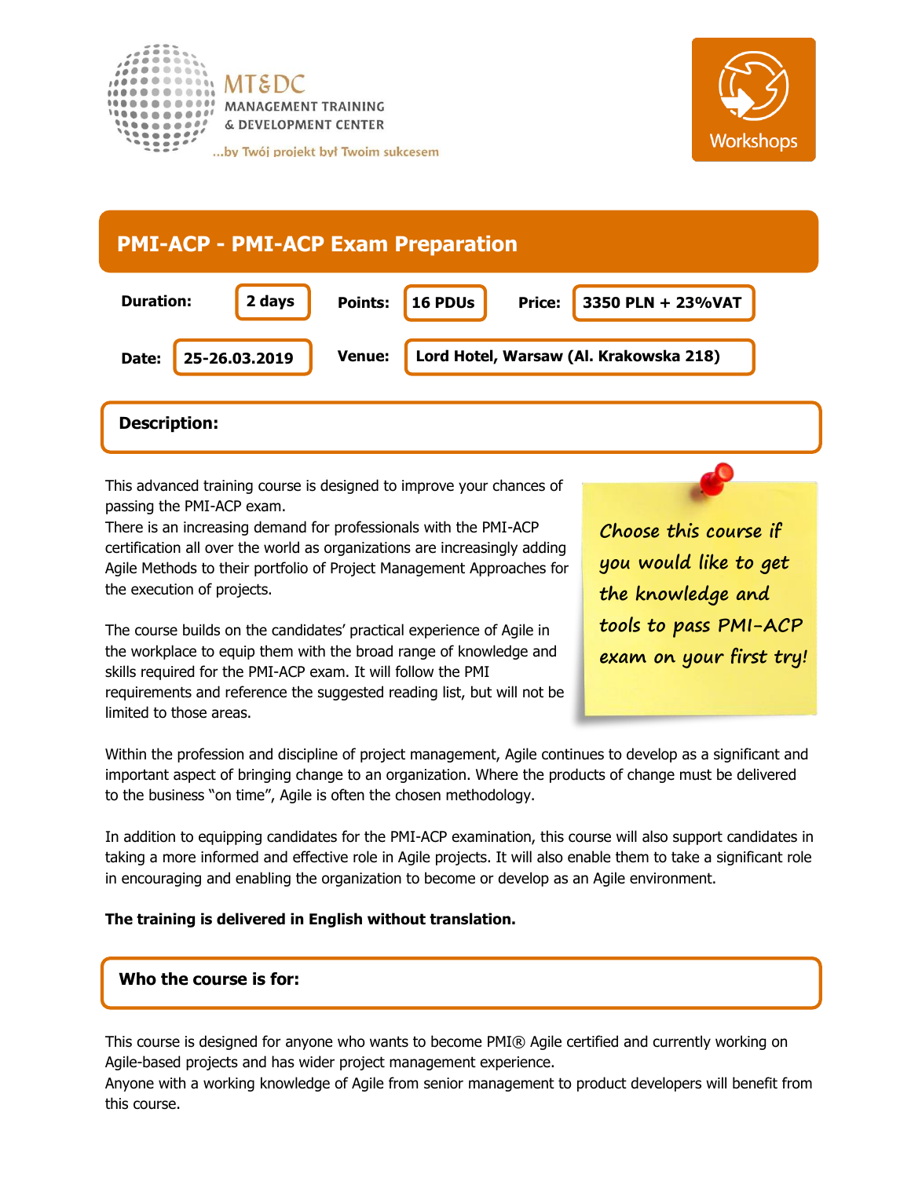MT&DC
MANAGEMENT TRAINING
& DEVELOPMENT CENTER

...by Twój projekt był Twoim sukcesem

Workshops

# PMI-ACP - PMI-ACP Exam Preparation

| Duration: | 2 days | Points: | 16 PDUs | Price: | 3350 PLN + 23%VAT |
|---|---|---|---|---|---|
| Date: | 25-26.03.2019 | Venue: | Lord Hotel, Warsaw (Al. Krakowska 218) | | |

## Description:

This advanced training course is designed to improve your chances of passing the PMI-ACP exam.
There is an increasing demand for professionals with the PMI-ACP certification all over the world as organizations are increasingly adding Agile Methods to their portfolio of Project Management Approaches for the execution of projects.

*Choose this course if you would like to get the knowledge and tools to pass PMI-ACP exam on your first try!*

The course builds on the candidates' practical experience of Agile in the workplace to equip them with the broad range of knowledge and skills required for the PMI-ACP exam. It will follow the PMI requirements and reference the suggested reading list, but will not be limited to those areas.

Within the profession and discipline of project management, Agile continues to develop as a significant and important aspect of bringing change to an organization. Where the products of change must be delivered to the business "on time", Agile is often the chosen methodology.

In addition to equipping candidates for the PMI-ACP examination, this course will also support candidates in taking a more informed and effective role in Agile projects. It will also enable them to take a significant role in encouraging and enabling the organization to become or develop as an Agile environment.

**The training is delivered in English without translation.**

## Who the course is for:

This course is designed for anyone who wants to become PMI® Agile certified and currently working on Agile-based projects and has wider project management experience.
Anyone with a working knowledge of Agile from senior management to product developers will benefit from this course.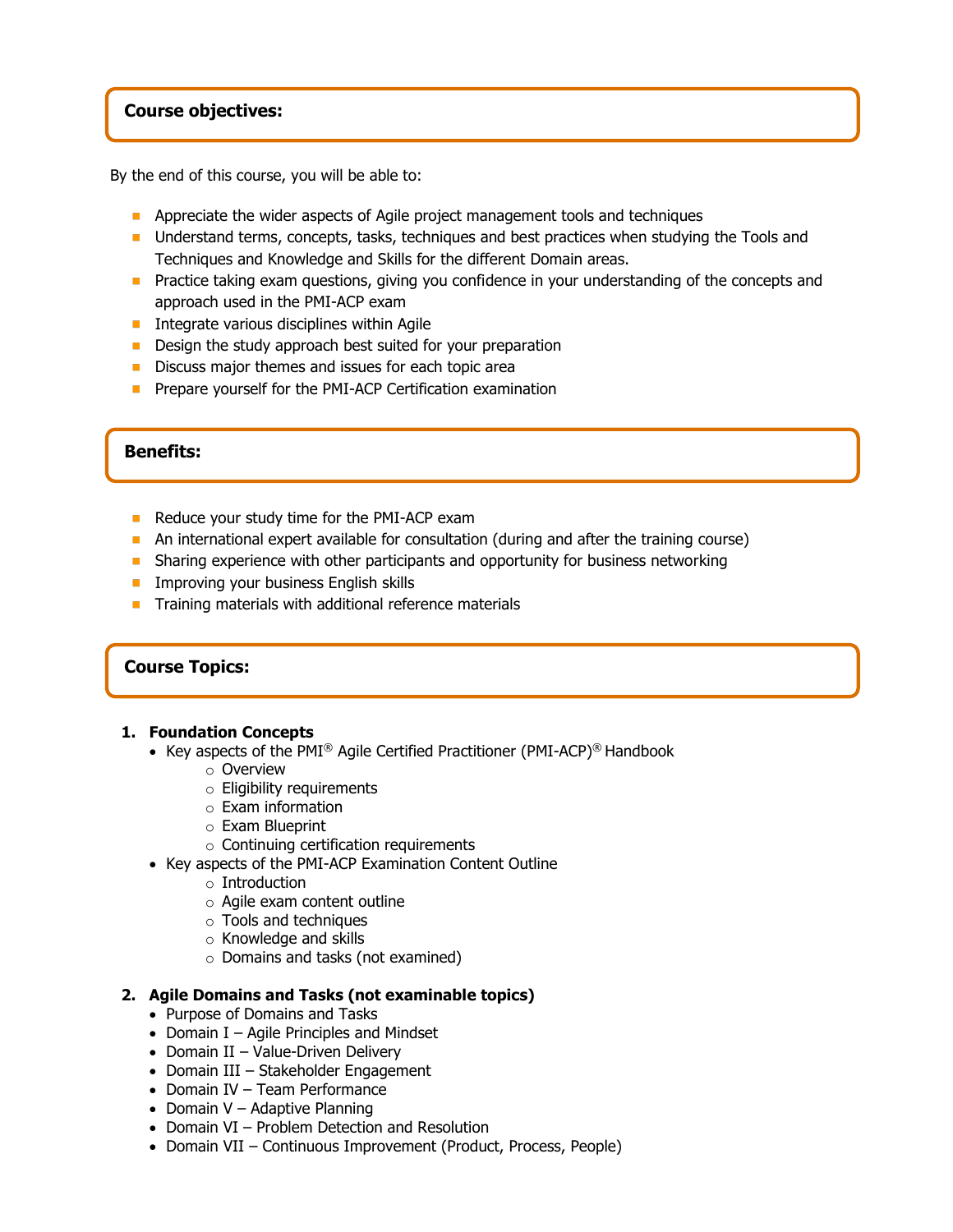## Course objectives:

By the end of this course, you will be able to:

- Appreciate the wider aspects of Agile project management tools and techniques
- Understand terms, concepts, tasks, techniques and best practices when studying the Tools and Techniques and Knowledge and Skills for the different Domain areas.
- Practice taking exam questions, giving you confidence in your understanding of the concepts and approach used in the PMI-ACP exam
- Integrate various disciplines within Agile
- Design the study approach best suited for your preparation
- Discuss major themes and issues for each topic area
- Prepare yourself for the PMI-ACP Certification examination

## Benefits:

- Reduce your study time for the PMI-ACP exam
- An international expert available for consultation (during and after the training course)
- Sharing experience with other participants and opportunity for business networking
- Improving your business English skills
- Training materials with additional reference materials

## Course Topics:

1. **Foundation Concepts**
   - Key aspects of the PMI® Agile Certified Practitioner (PMI-ACP)® Handbook
     - Overview
     - Eligibility requirements
     - Exam information
     - Exam Blueprint
     - Continuing certification requirements
   - Key aspects of the PMI-ACP Examination Content Outline
     - Introduction
     - Agile exam content outline
     - Tools and techniques
     - Knowledge and skills
     - Domains and tasks (not examined)

2. **Agile Domains and Tasks (not examinable topics)**
   - Purpose of Domains and Tasks
   - Domain I – Agile Principles and Mindset
   - Domain II – Value-Driven Delivery
   - Domain III – Stakeholder Engagement
   - Domain IV – Team Performance
   - Domain V – Adaptive Planning
   - Domain VI – Problem Detection and Resolution
   - Domain VII – Continuous Improvement (Product, Process, People)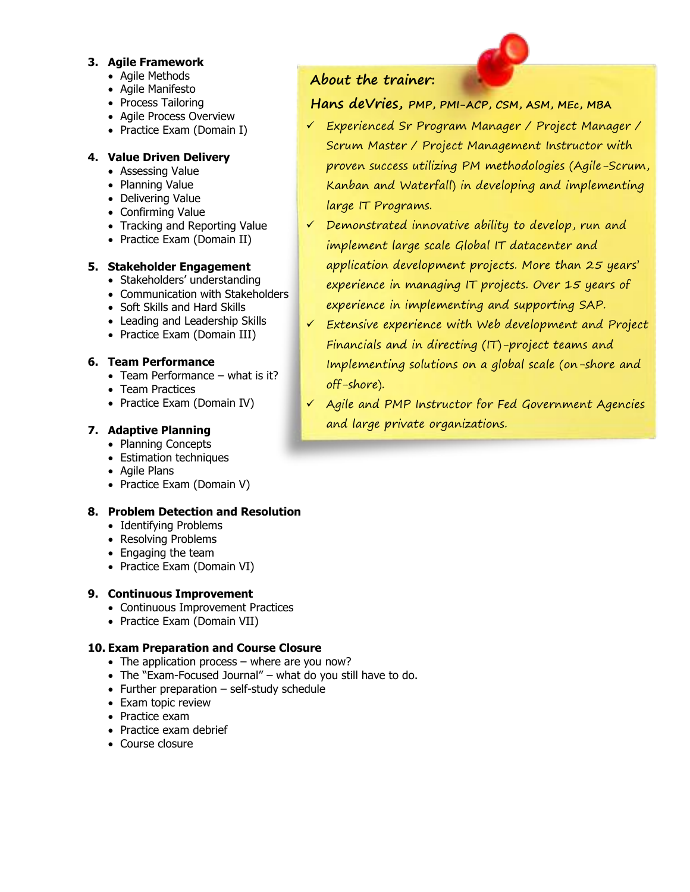3. **Agile Framework**
   - Agile Methods
   - Agile Manifesto
   - Process Tailoring
   - Agile Process Overview
   - Practice Exam (Domain I)

4. **Value Driven Delivery**
   - Assessing Value
   - Planning Value
   - Delivering Value
   - Confirming Value
   - Tracking and Reporting Value
   - Practice Exam (Domain II)

5. **Stakeholder Engagement**
   - Stakeholders' understanding
   - Communication with Stakeholders
   - Soft Skills and Hard Skills
   - Leading and Leadership Skills
   - Practice Exam (Domain III)

6. **Team Performance**
   - Team Performance – what is it?
   - Team Practices
   - Practice Exam (Domain IV)

7. **Adaptive Planning**
   - Planning Concepts
   - Estimation techniques
   - Agile Plans
   - Practice Exam (Domain V)

8. **Problem Detection and Resolution**
   - Identifying Problems
   - Resolving Problems
   - Engaging the team
   - Practice Exam (Domain VI)

9. **Continuous Improvement**
   - Continuous Improvement Practices
   - Practice Exam (Domain VII)

10. **Exam Preparation and Course Closure**
    - The application process – where are you now?
    - The "Exam-Focused Journal" – what do you still have to do.
    - Further preparation – self-study schedule
    - Exam topic review
    - Practice exam
    - Practice exam debrief
    - Course closure

**About the trainer:**

**Hans deVries, PMP, PMI-ACP, CSM, ASM, MEc, MBA**

- ✓ Experienced Sr Program Manager / Project Manager / Scrum Master / Project Management Instructor with proven success utilizing PM methodologies (Agile-Scrum, Kanban and Waterfall) in developing and implementing large IT Programs.
- ✓ Demonstrated innovative ability to develop, run and implement large scale Global IT datacenter and application development projects. More than 25 years' experience in managing IT projects. Over 15 years of experience in implementing and supporting SAP.
- ✓ Extensive experience with Web development and Project Financials and in directing (IT)-project teams and Implementing solutions on a global scale (on-shore and off-shore).
- ✓ Agile and PMP Instructor for Fed Government Agencies and large private organizations.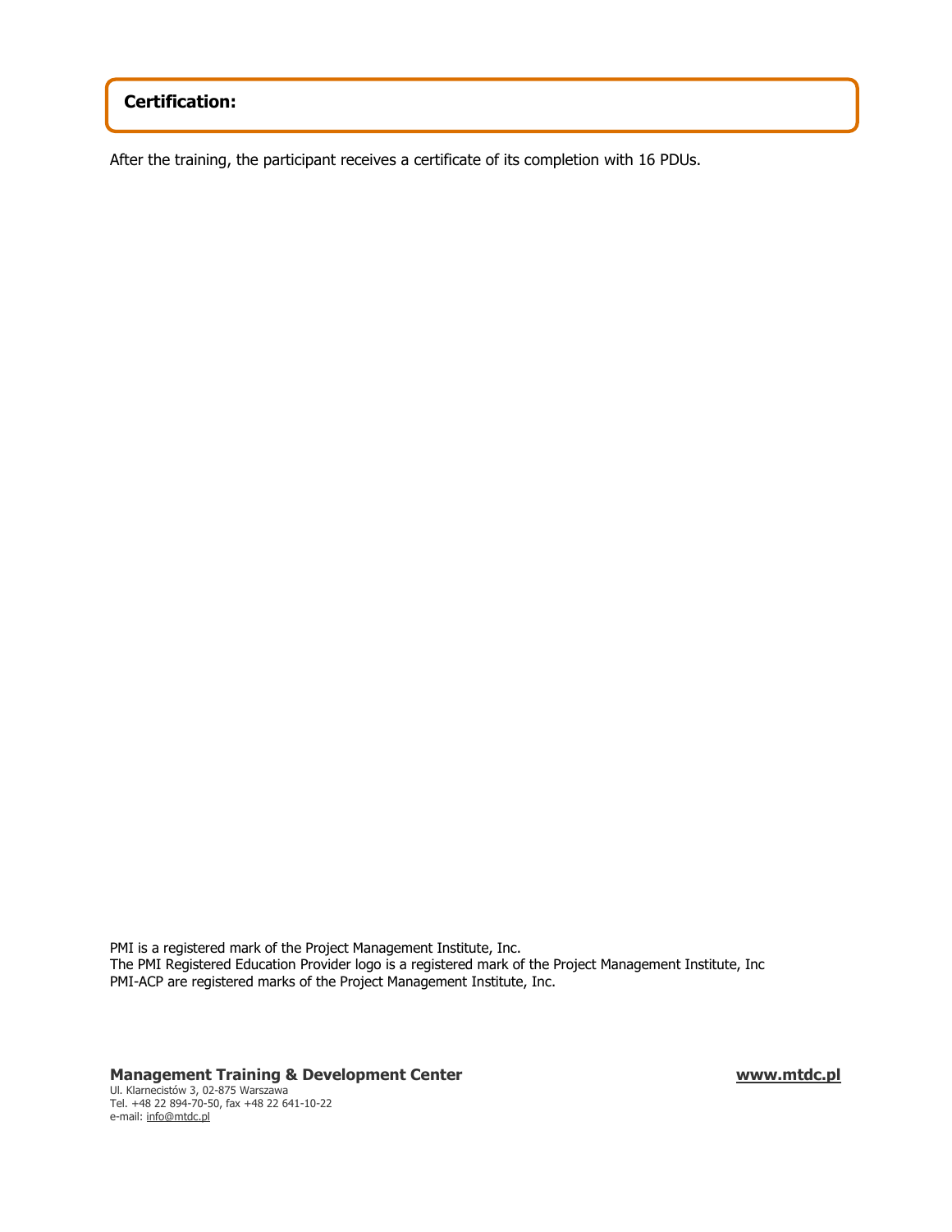## Certification:

After the training, the participant receives a certificate of its completion with 16 PDUs.

PMI is a registered mark of the Project Management Institute, Inc.
The PMI Registered Education Provider logo is a registered mark of the Project Management Institute, Inc
PMI-ACP are registered marks of the Project Management Institute, Inc.

**Management Training & Development Center** **www.mtdc.pl**
Ul. Klarnecistów 3, 02-875 Warszawa
Tel. +48 22 894-70-50, fax +48 22 641-10-22
e-mail: info@mtdc.pl